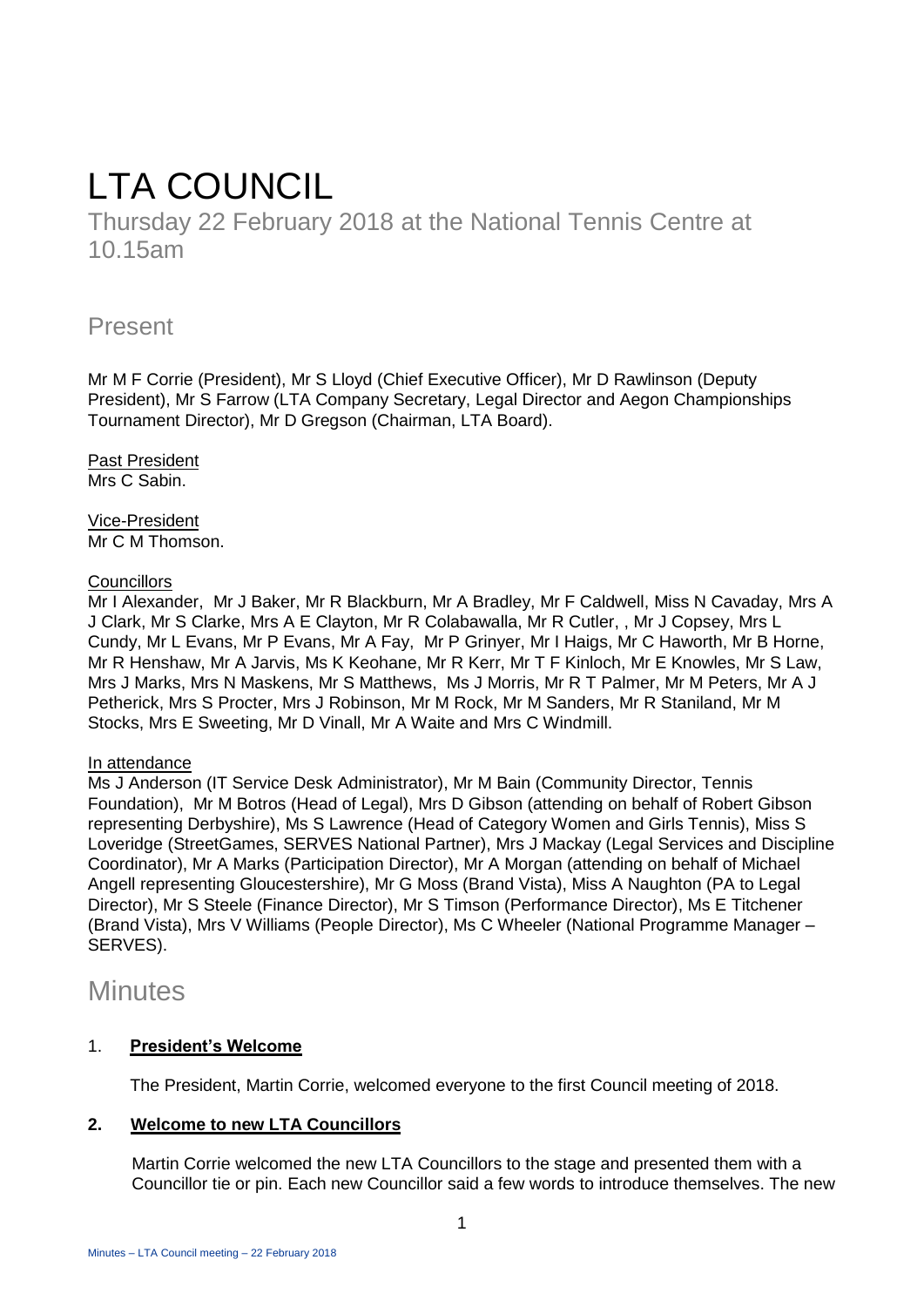# LTA COUNCIL

Thursday 22 February 2018 at the National Tennis Centre at 10.15am

## Present

Mr M F Corrie (President), Mr S Lloyd (Chief Executive Officer), Mr D Rawlinson (Deputy President), Mr S Farrow (LTA Company Secretary, Legal Director and Aegon Championships Tournament Director), Mr D Gregson (Chairman, LTA Board).

<u>Past President</u>
Mrs C Sabin.

<u>Vice-President</u>
Mr C M Thomson.

<u>Councillors</u>
Mr I Alexander, Mr J Baker, Mr R Blackburn, Mr A Bradley, Mr F Caldwell, Miss N Cavaday, Mrs A J Clark, Mr S Clarke, Mrs A E Clayton, Mr R Colabawalla, Mr R Cutler, , Mr J Copsey, Mrs L Cundy, Mr L Evans, Mr P Evans, Mr A Fay, Mr P Grinyer, Mr I Haigs, Mr C Haworth, Mr B Horne, Mr R Henshaw, Mr A Jarvis, Ms K Keohane, Mr R Kerr, Mr T F Kinloch, Mr E Knowles, Mr S Law, Mrs J Marks, Mrs N Maskens, Mr S Matthews, Ms J Morris, Mr R T Palmer, Mr M Peters, Mr A J Petherick, Mrs S Procter, Mrs J Robinson, Mr M Rock, Mr M Sanders, Mr R Staniland, Mr M Stocks, Mrs E Sweeting, Mr D Vinall, Mr A Waite and Mrs C Windmill.

<u>In attendance</u>
Ms J Anderson (IT Service Desk Administrator), Mr M Bain (Community Director, Tennis Foundation), Mr M Botros (Head of Legal), Mrs D Gibson (attending on behalf of Robert Gibson representing Derbyshire), Ms S Lawrence (Head of Category Women and Girls Tennis), Miss S Loveridge (StreetGames, SERVES National Partner), Mrs J Mackay (Legal Services and Discipline Coordinator), Mr A Marks (Participation Director), Mr A Morgan (attending on behalf of Michael Angell representing Gloucestershire), Mr G Moss (Brand Vista), Miss A Naughton (PA to Legal Director), Mr S Steele (Finance Director), Mr S Timson (Performance Director), Ms E Titchener (Brand Vista), Mrs V Williams (People Director), Ms C Wheeler (National Programme Manager – SERVES).

## Minutes

### 1. **<u>President's Welcome</u>**

The President, Martin Corrie, welcomed everyone to the first Council meeting of 2018.

### 2. **<u>Welcome to new LTA Councillors</u>**

Martin Corrie welcomed the new LTA Councillors to the stage and presented them with a Councillor tie or pin. Each new Councillor said a few words to introduce themselves. The new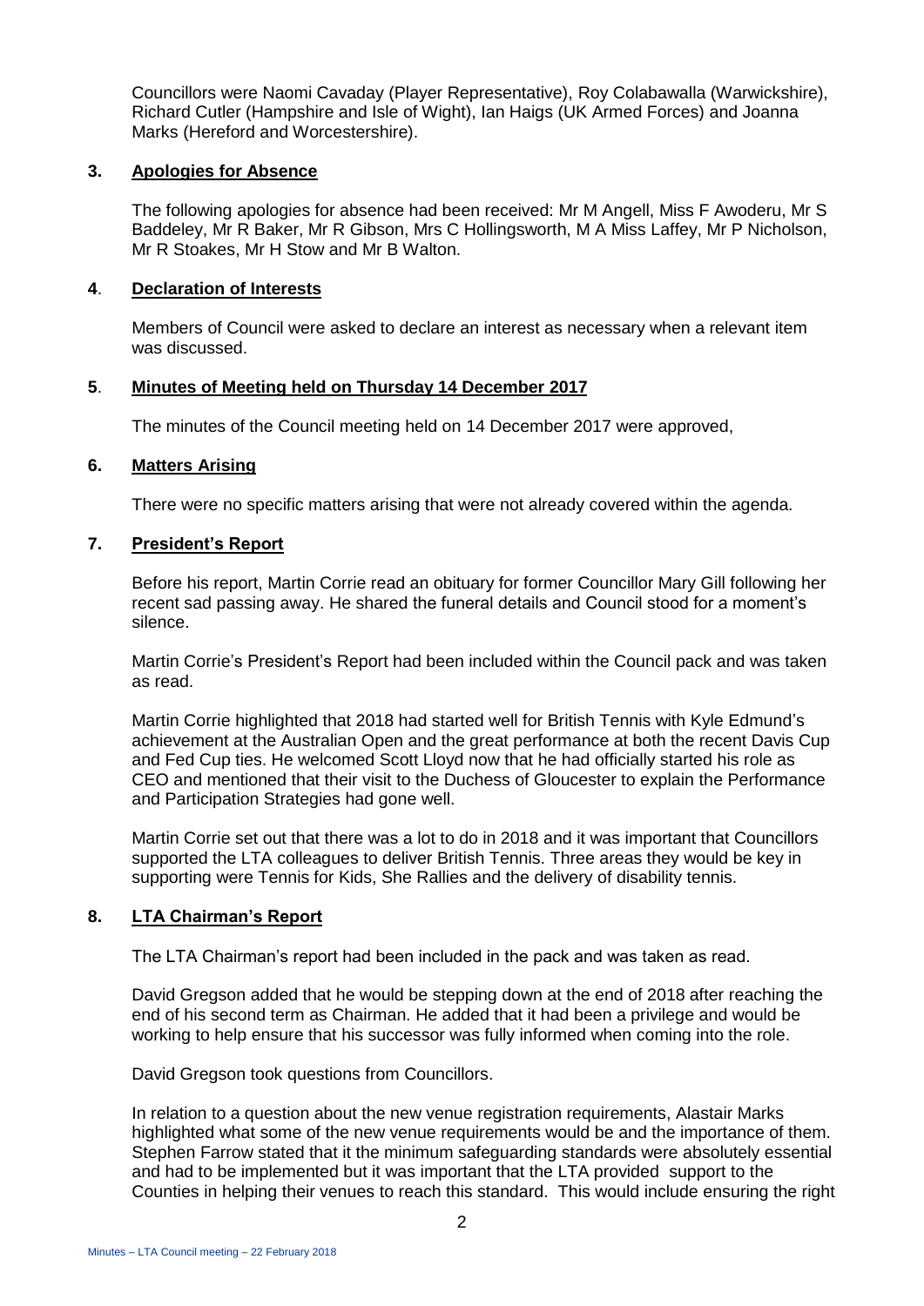Councillors were Naomi Cavaday (Player Representative), Roy Colabawalla (Warwickshire), Richard Cutler (Hampshire and Isle of Wight), Ian Haigs (UK Armed Forces) and Joanna Marks (Hereford and Worcestershire).

## 3. Apologies for Absence

The following apologies for absence had been received: Mr M Angell, Miss F Awoderu, Mr S Baddeley, Mr R Baker, Mr R Gibson, Mrs C Hollingsworth, M A Miss Laffey, Mr P Nicholson, Mr R Stoakes, Mr H Stow and Mr B Walton.

## 4. Declaration of Interests

Members of Council were asked to declare an interest as necessary when a relevant item was discussed.

## 5. Minutes of Meeting held on Thursday 14 December 2017

The minutes of the Council meeting held on 14 December 2017 were approved,

## 6. Matters Arising

There were no specific matters arising that were not already covered within the agenda.

## 7. President's Report

Before his report, Martin Corrie read an obituary for former Councillor Mary Gill following her recent sad passing away. He shared the funeral details and Council stood for a moment's silence.

Martin Corrie's President's Report had been included within the Council pack and was taken as read.

Martin Corrie highlighted that 2018 had started well for British Tennis with Kyle Edmund's achievement at the Australian Open and the great performance at both the recent Davis Cup and Fed Cup ties. He welcomed Scott Lloyd now that he had officially started his role as CEO and mentioned that their visit to the Duchess of Gloucester to explain the Performance and Participation Strategies had gone well.

Martin Corrie set out that there was a lot to do in 2018 and it was important that Councillors supported the LTA colleagues to deliver British Tennis. Three areas they would be key in supporting were Tennis for Kids, She Rallies and the delivery of disability tennis.

## 8. LTA Chairman's Report

The LTA Chairman's report had been included in the pack and was taken as read.

David Gregson added that he would be stepping down at the end of 2018 after reaching the end of his second term as Chairman. He added that it had been a privilege and would be working to help ensure that his successor was fully informed when coming into the role.

David Gregson took questions from Councillors.

In relation to a question about the new venue registration requirements, Alastair Marks highlighted what some of the new venue requirements would be and the importance of them. Stephen Farrow stated that it the minimum safeguarding standards were absolutely essential and had to be implemented but it was important that the LTA provided support to the Counties in helping their venues to reach this standard. This would include ensuring the right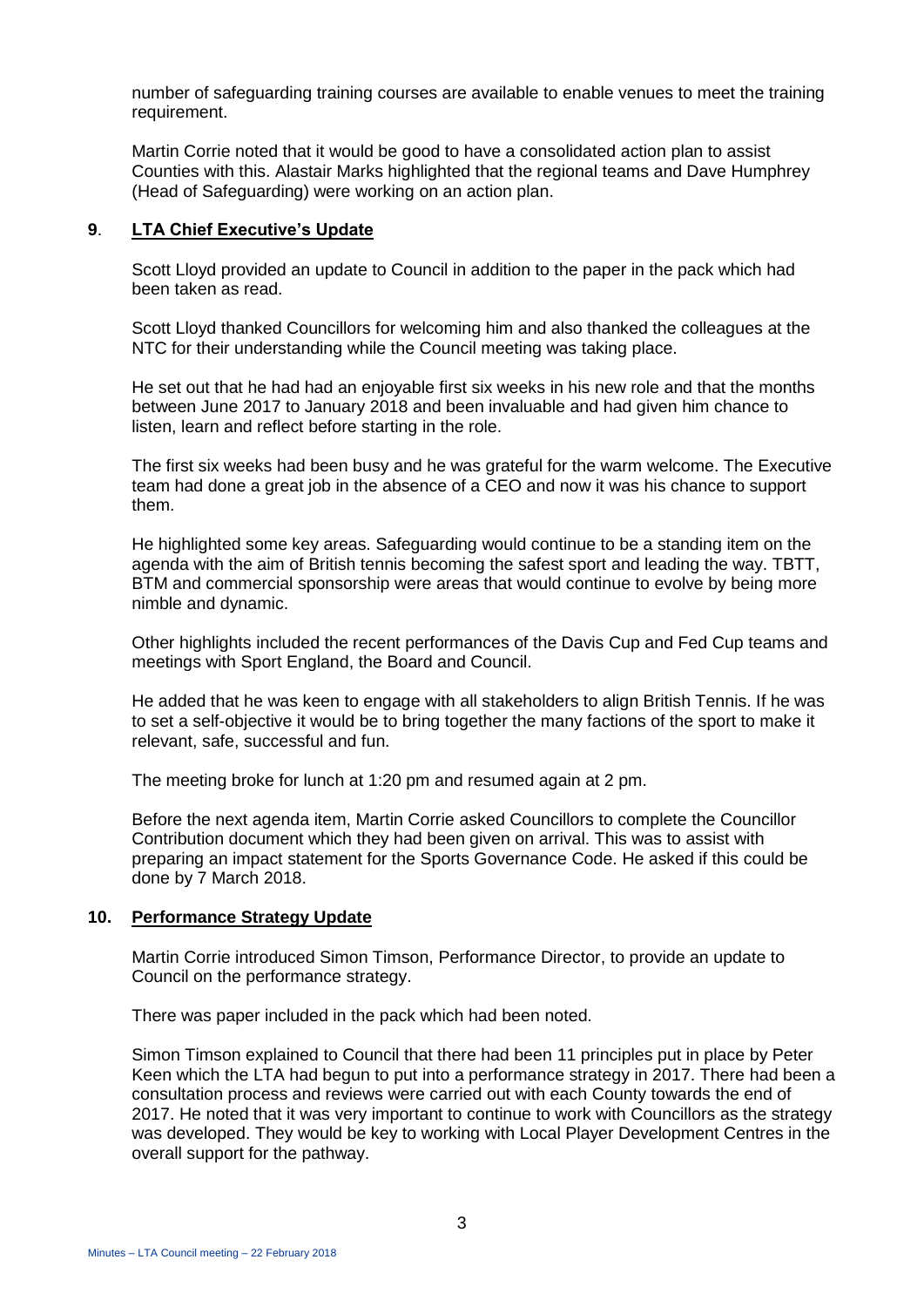number of safeguarding training courses are available to enable venues to meet the training requirement.

Martin Corrie noted that it would be good to have a consolidated action plan to assist Counties with this. Alastair Marks highlighted that the regional teams and Dave Humphrey (Head of Safeguarding) were working on an action plan.

## 9. **LTA Chief Executive's Update**

Scott Lloyd provided an update to Council in addition to the paper in the pack which had been taken as read.

Scott Lloyd thanked Councillors for welcoming him and also thanked the colleagues at the NTC for their understanding while the Council meeting was taking place.

He set out that he had had an enjoyable first six weeks in his new role and that the months between June 2017 to January 2018 and been invaluable and had given him chance to listen, learn and reflect before starting in the role.

The first six weeks had been busy and he was grateful for the warm welcome. The Executive team had done a great job in the absence of a CEO and now it was his chance to support them.

He highlighted some key areas. Safeguarding would continue to be a standing item on the agenda with the aim of British tennis becoming the safest sport and leading the way. TBTT, BTM and commercial sponsorship were areas that would continue to evolve by being more nimble and dynamic.

Other highlights included the recent performances of the Davis Cup and Fed Cup teams and meetings with Sport England, the Board and Council.

He added that he was keen to engage with all stakeholders to align British Tennis. If he was to set a self-objective it would be to bring together the many factions of the sport to make it relevant, safe, successful and fun.

The meeting broke for lunch at 1:20 pm and resumed again at 2 pm.

Before the next agenda item, Martin Corrie asked Councillors to complete the Councillor Contribution document which they had been given on arrival. This was to assist with preparing an impact statement for the Sports Governance Code. He asked if this could be done by 7 March 2018.

## 10. **Performance Strategy Update**

Martin Corrie introduced Simon Timson, Performance Director, to provide an update to Council on the performance strategy.

There was paper included in the pack which had been noted.

Simon Timson explained to Council that there had been 11 principles put in place by Peter Keen which the LTA had begun to put into a performance strategy in 2017. There had been a consultation process and reviews were carried out with each County towards the end of 2017. He noted that it was very important to continue to work with Councillors as the strategy was developed. They would be key to working with Local Player Development Centres in the overall support for the pathway.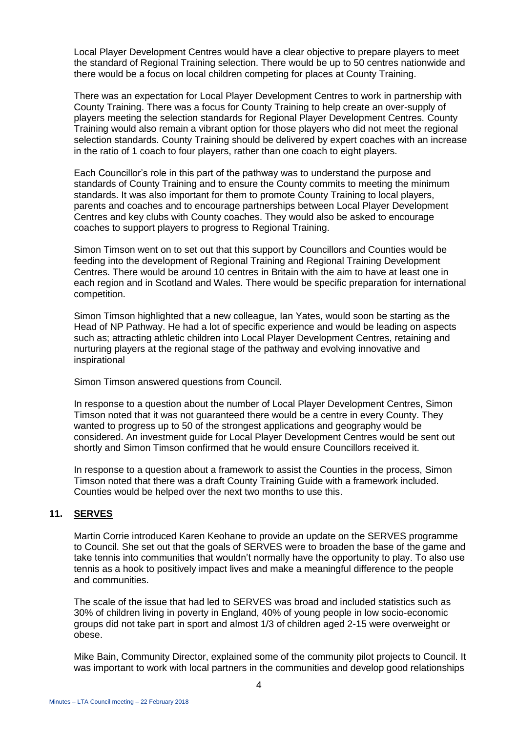Local Player Development Centres would have a clear objective to prepare players to meet the standard of Regional Training selection. There would be up to 50 centres nationwide and there would be a focus on local children competing for places at County Training.

There was an expectation for Local Player Development Centres to work in partnership with County Training. There was a focus for County Training to help create an over-supply of players meeting the selection standards for Regional Player Development Centres. County Training would also remain a vibrant option for those players who did not meet the regional selection standards. County Training should be delivered by expert coaches with an increase in the ratio of 1 coach to four players, rather than one coach to eight players.

Each Councillor's role in this part of the pathway was to understand the purpose and standards of County Training and to ensure the County commits to meeting the minimum standards. It was also important for them to promote County Training to local players, parents and coaches and to encourage partnerships between Local Player Development Centres and key clubs with County coaches. They would also be asked to encourage coaches to support players to progress to Regional Training.

Simon Timson went on to set out that this support by Councillors and Counties would be feeding into the development of Regional Training and Regional Training Development Centres. There would be around 10 centres in Britain with the aim to have at least one in each region and in Scotland and Wales. There would be specific preparation for international competition.

Simon Timson highlighted that a new colleague, Ian Yates, would soon be starting as the Head of NP Pathway. He had a lot of specific experience and would be leading on aspects such as; attracting athletic children into Local Player Development Centres, retaining and nurturing players at the regional stage of the pathway and evolving innovative and inspirational

Simon Timson answered questions from Council.

In response to a question about the number of Local Player Development Centres, Simon Timson noted that it was not guaranteed there would be a centre in every County. They wanted to progress up to 50 of the strongest applications and geography would be considered. An investment guide for Local Player Development Centres would be sent out shortly and Simon Timson confirmed that he would ensure Councillors received it.

In response to a question about a framework to assist the Counties in the process, Simon Timson noted that there was a draft County Training Guide with a framework included. Counties would be helped over the next two months to use this.

## 11. SERVES

Martin Corrie introduced Karen Keohane to provide an update on the SERVES programme to Council. She set out that the goals of SERVES were to broaden the base of the game and take tennis into communities that wouldn't normally have the opportunity to play. To also use tennis as a hook to positively impact lives and make a meaningful difference to the people and communities.

The scale of the issue that had led to SERVES was broad and included statistics such as 30% of children living in poverty in England, 40% of young people in low socio-economic groups did not take part in sport and almost 1/3 of children aged 2-15 were overweight or obese.

Mike Bain, Community Director, explained some of the community pilot projects to Council. It was important to work with local partners in the communities and develop good relationships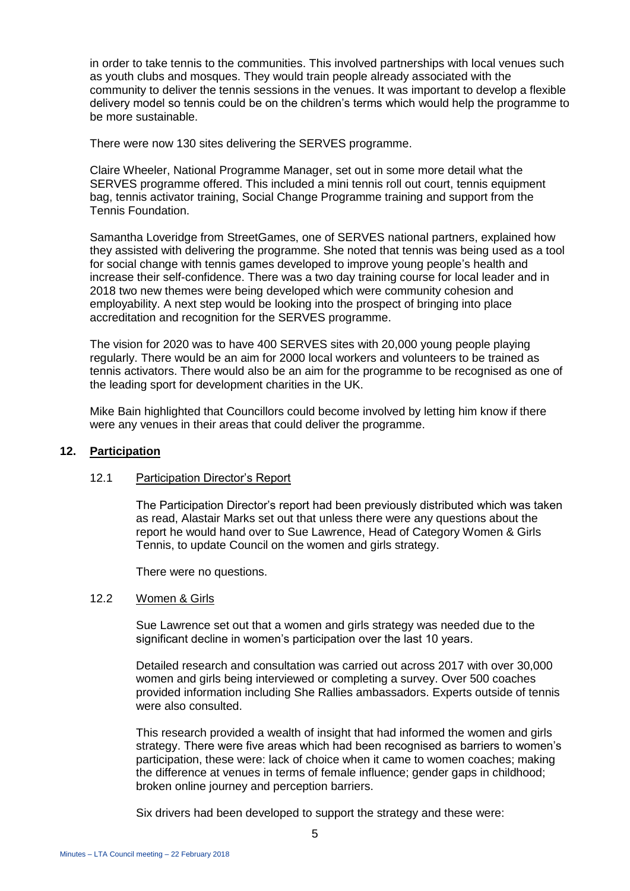in order to take tennis to the communities. This involved partnerships with local venues such as youth clubs and mosques. They would train people already associated with the community to deliver the tennis sessions in the venues. It was important to develop a flexible delivery model so tennis could be on the children's terms which would help the programme to be more sustainable.

There were now 130 sites delivering the SERVES programme.

Claire Wheeler, National Programme Manager, set out in some more detail what the SERVES programme offered. This included a mini tennis roll out court, tennis equipment bag, tennis activator training, Social Change Programme training and support from the Tennis Foundation.

Samantha Loveridge from StreetGames, one of SERVES national partners, explained how they assisted with delivering the programme. She noted that tennis was being used as a tool for social change with tennis games developed to improve young people's health and increase their self-confidence. There was a two day training course for local leader and in 2018 two new themes were being developed which were community cohesion and employability. A next step would be looking into the prospect of bringing into place accreditation and recognition for the SERVES programme.

The vision for 2020 was to have 400 SERVES sites with 20,000 young people playing regularly. There would be an aim for 2000 local workers and volunteers to be trained as tennis activators. There would also be an aim for the programme to be recognised as one of the leading sport for development charities in the UK.

Mike Bain highlighted that Councillors could become involved by letting him know if there were any venues in their areas that could deliver the programme.

## 12. Participation

### 12.1 Participation Director's Report

The Participation Director's report had been previously distributed which was taken as read, Alastair Marks set out that unless there were any questions about the report he would hand over to Sue Lawrence, Head of Category Women & Girls Tennis, to update Council on the women and girls strategy.

There were no questions.

### 12.2 Women & Girls

Sue Lawrence set out that a women and girls strategy was needed due to the significant decline in women's participation over the last 10 years.

Detailed research and consultation was carried out across 2017 with over 30,000 women and girls being interviewed or completing a survey. Over 500 coaches provided information including She Rallies ambassadors. Experts outside of tennis were also consulted.

This research provided a wealth of insight that had informed the women and girls strategy. There were five areas which had been recognised as barriers to women's participation, these were: lack of choice when it came to women coaches; making the difference at venues in terms of female influence; gender gaps in childhood; broken online journey and perception barriers.

Six drivers had been developed to support the strategy and these were: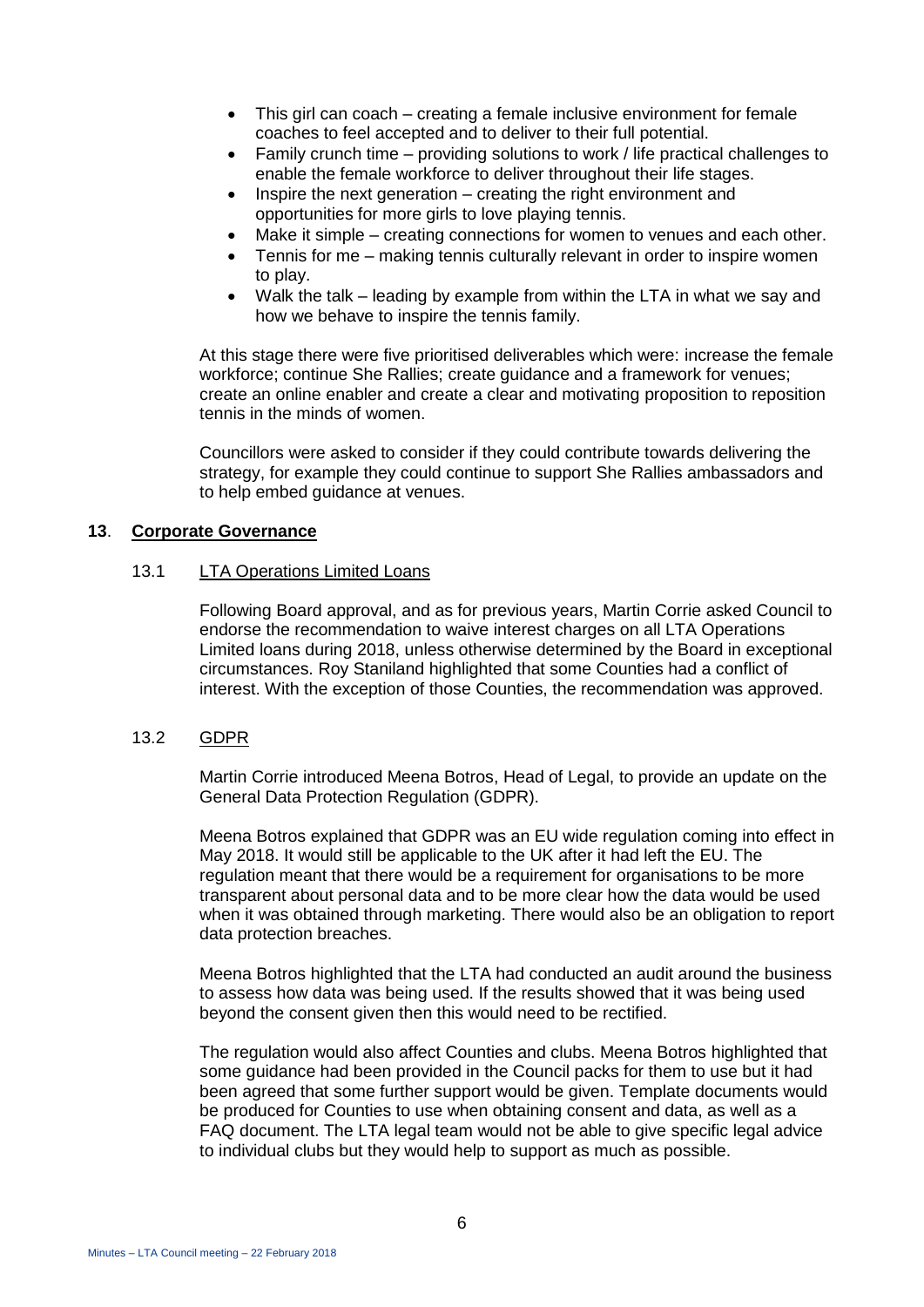- This girl can coach – creating a female inclusive environment for female coaches to feel accepted and to deliver to their full potential.
- Family crunch time – providing solutions to work / life practical challenges to enable the female workforce to deliver throughout their life stages.
- Inspire the next generation – creating the right environment and opportunities for more girls to love playing tennis.
- Make it simple – creating connections for women to venues and each other.
- Tennis for me – making tennis culturally relevant in order to inspire women to play.
- Walk the talk – leading by example from within the LTA in what we say and how we behave to inspire the tennis family.

At this stage there were five prioritised deliverables which were: increase the female workforce; continue She Rallies; create guidance and a framework for venues; create an online enabler and create a clear and motivating proposition to reposition tennis in the minds of women.

Councillors were asked to consider if they could contribute towards delivering the strategy, for example they could continue to support She Rallies ambassadors and to help embed guidance at venues.

## **13. Corporate Governance**

### 13.1 LTA Operations Limited Loans

Following Board approval, and as for previous years, Martin Corrie asked Council to endorse the recommendation to waive interest charges on all LTA Operations Limited loans during 2018, unless otherwise determined by the Board in exceptional circumstances. Roy Staniland highlighted that some Counties had a conflict of interest. With the exception of those Counties, the recommendation was approved.

### 13.2 GDPR

Martin Corrie introduced Meena Botros, Head of Legal, to provide an update on the General Data Protection Regulation (GDPR).

Meena Botros explained that GDPR was an EU wide regulation coming into effect in May 2018. It would still be applicable to the UK after it had left the EU. The regulation meant that there would be a requirement for organisations to be more transparent about personal data and to be more clear how the data would be used when it was obtained through marketing. There would also be an obligation to report data protection breaches.

Meena Botros highlighted that the LTA had conducted an audit around the business to assess how data was being used. If the results showed that it was being used beyond the consent given then this would need to be rectified.

The regulation would also affect Counties and clubs. Meena Botros highlighted that some guidance had been provided in the Council packs for them to use but it had been agreed that some further support would be given. Template documents would be produced for Counties to use when obtaining consent and data, as well as a FAQ document. The LTA legal team would not be able to give specific legal advice to individual clubs but they would help to support as much as possible.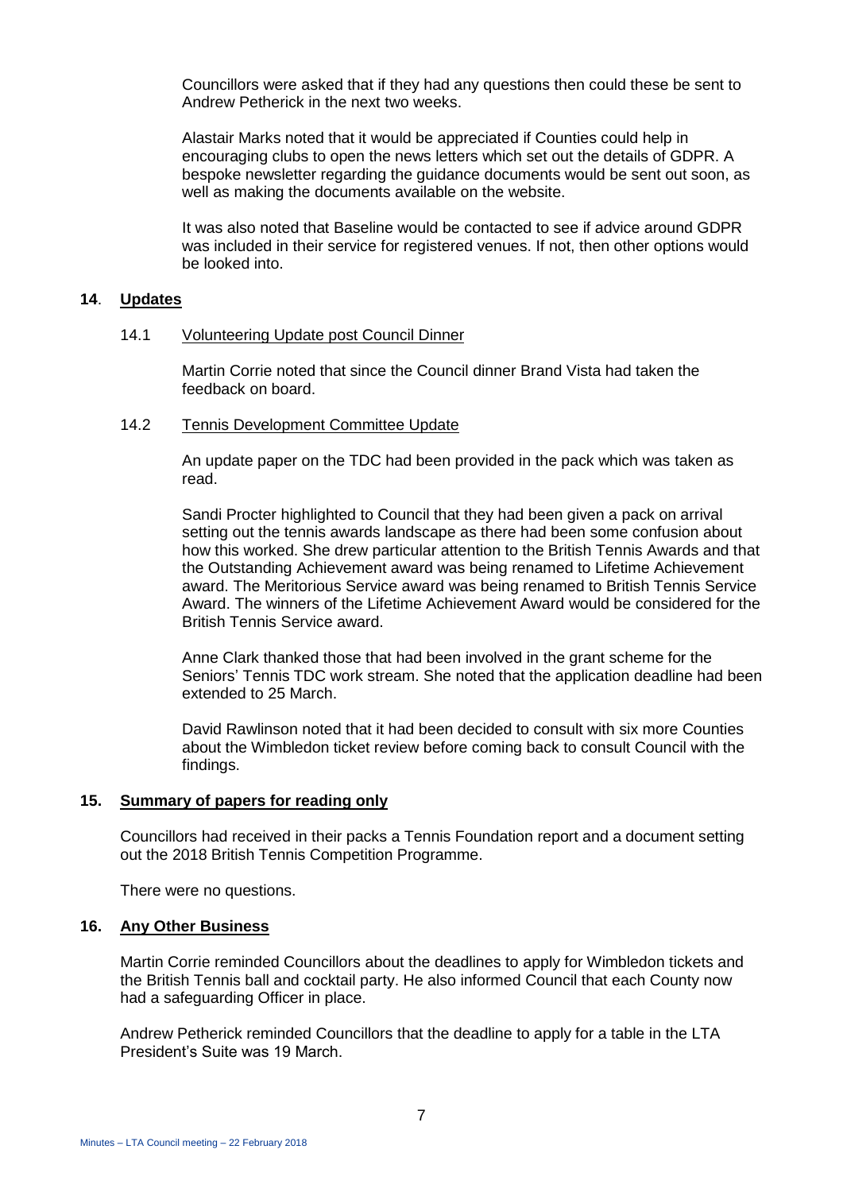Councillors were asked that if they had any questions then could these be sent to Andrew Petherick in the next two weeks.

Alastair Marks noted that it would be appreciated if Counties could help in encouraging clubs to open the news letters which set out the details of GDPR. A bespoke newsletter regarding the guidance documents would be sent out soon, as well as making the documents available on the website.

It was also noted that Baseline would be contacted to see if advice around GDPR was included in their service for registered venues. If not, then other options would be looked into.

## 14. Updates

### 14.1 Volunteering Update post Council Dinner

Martin Corrie noted that since the Council dinner Brand Vista had taken the feedback on board.

### 14.2 Tennis Development Committee Update

An update paper on the TDC had been provided in the pack which was taken as read.

Sandi Procter highlighted to Council that they had been given a pack on arrival setting out the tennis awards landscape as there had been some confusion about how this worked. She drew particular attention to the British Tennis Awards and that the Outstanding Achievement award was being renamed to Lifetime Achievement award. The Meritorious Service award was being renamed to British Tennis Service Award. The winners of the Lifetime Achievement Award would be considered for the British Tennis Service award.

Anne Clark thanked those that had been involved in the grant scheme for the Seniors' Tennis TDC work stream. She noted that the application deadline had been extended to 25 March.

David Rawlinson noted that it had been decided to consult with six more Counties about the Wimbledon ticket review before coming back to consult Council with the findings.

## 15. Summary of papers for reading only

Councillors had received in their packs a Tennis Foundation report and a document setting out the 2018 British Tennis Competition Programme.

There were no questions.

## 16. Any Other Business

Martin Corrie reminded Councillors about the deadlines to apply for Wimbledon tickets and the British Tennis ball and cocktail party. He also informed Council that each County now had a safeguarding Officer in place.

Andrew Petherick reminded Councillors that the deadline to apply for a table in the LTA President's Suite was 19 March.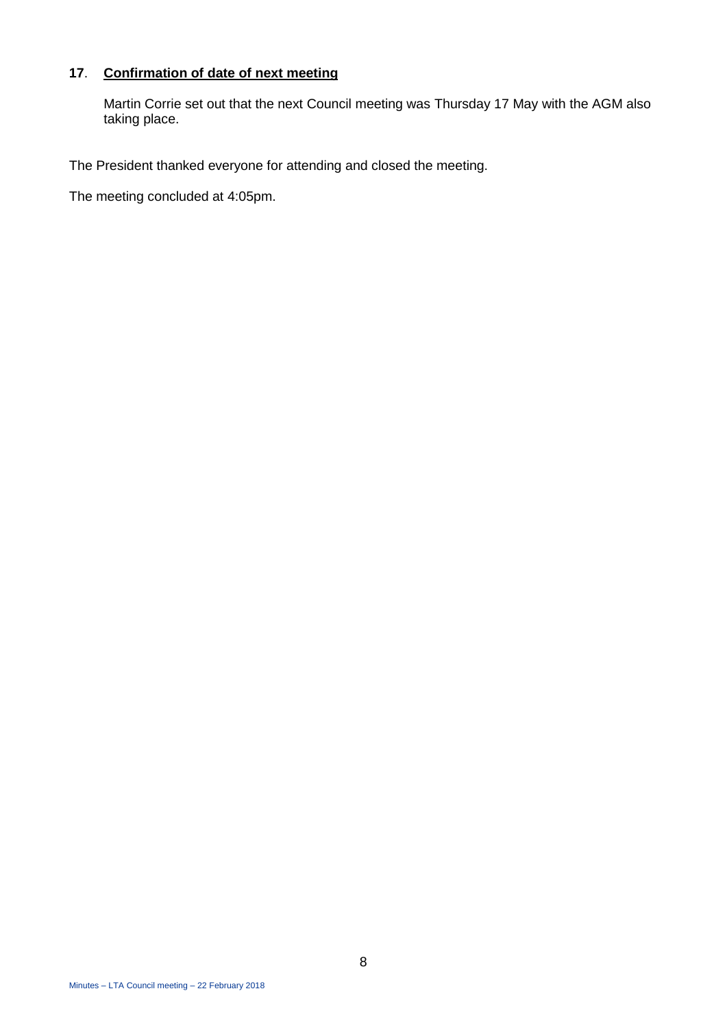**17**. **Confirmation of date of next meeting**

Martin Corrie set out that the next Council meeting was Thursday 17 May with the AGM also taking place.

The President thanked everyone for attending and closed the meeting.

The meeting concluded at 4:05pm.